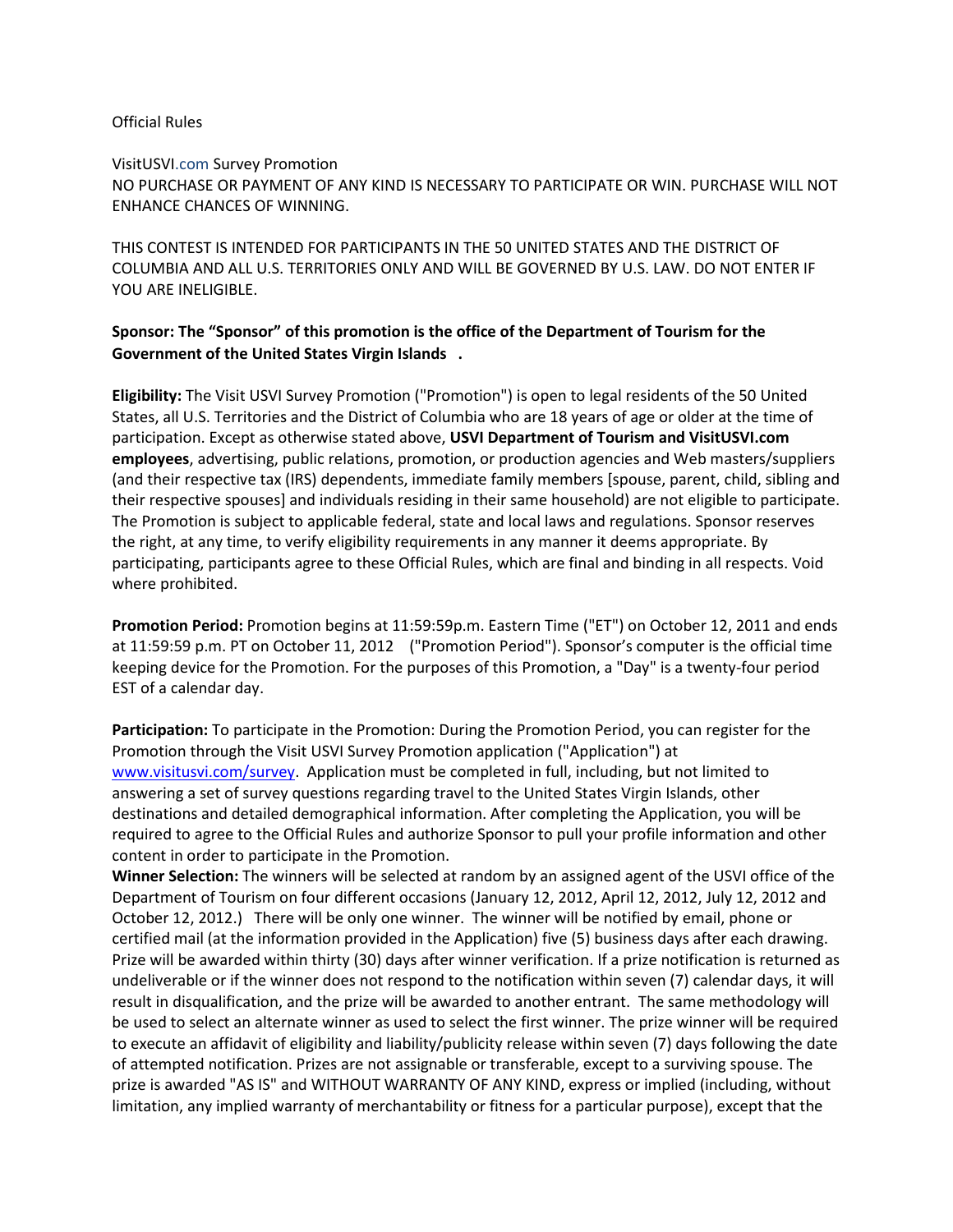Official Rules

VisitUSVI.com Survey Promotion

NO PURCHASE OR PAYMENT OF ANY KIND IS NECESSARY TO PARTICIPATE OR WIN. PURCHASE WILL NOT ENHANCE CHANCES OF WINNING.

THIS CONTEST IS INTENDED FOR PARTICIPANTS IN THE 50 UNITED STATES AND THE DISTRICT OF COLUMBIA AND ALL U.S. TERRITORIES ONLY AND WILL BE GOVERNED BY U.S. LAW. DO NOT ENTER IF YOU ARE INELIGIBLE.

**Sponsor: The "Sponsor" of this promotion is the office of the Department of Tourism for the Government of the United States Virgin Islands .**

**Eligibility:** The Visit USVI Survey Promotion ("Promotion") is open to legal residents of the 50 United States, all U.S. Territories and the District of Columbia who are 18 years of age or older at the time of participation. Except as otherwise stated above, **USVI Department of Tourism and VisitUSVI.com employees**, advertising, public relations, promotion, or production agencies and Web masters/suppliers (and their respective tax (IRS) dependents, immediate family members [spouse, parent, child, sibling and their respective spouses] and individuals residing in their same household) are not eligible to participate. The Promotion is subject to applicable federal, state and local laws and regulations. Sponsor reserves the right, at any time, to verify eligibility requirements in any manner it deems appropriate. By participating, participants agree to these Official Rules, which are final and binding in all respects. Void where prohibited.

**Promotion Period:** Promotion begins at 11:59:59p.m. Eastern Time ("ET") on October 12, 2011 and ends at 11:59:59 p.m. PT on October 11, 2012 ("Promotion Period"). Sponsor's computer is the official time keeping device for the Promotion. For the purposes of this Promotion, a "Day" is a twenty-four period EST of a calendar day.

**Participation:** To participate in the Promotion: During the Promotion Period, you can register for the Promotion through the Visit USVI Survey Promotion application ("Application") at www.visitusvi.com/survey. Application must be completed in full, including, but not limited to answering a set of survey questions regarding travel to the United States Virgin Islands, other destinations and detailed demographical information. After completing the Application, you will be required to agree to the Official Rules and authorize Sponsor to pull your profile information and other content in order to participate in the Promotion.

**Winner Selection:** The winners will be selected at random by an assigned agent of the USVI office of the Department of Tourism on four different occasions (January 12, 2012, April 12, 2012, July 12, 2012 and October 12, 2012.) There will be only one winner. The winner will be notified by email, phone or certified mail (at the information provided in the Application) five (5) business days after each drawing. Prize will be awarded within thirty (30) days after winner verification. If a prize notification is returned as undeliverable or if the winner does not respond to the notification within seven (7) calendar days, it will result in disqualification, and the prize will be awarded to another entrant. The same methodology will be used to select an alternate winner as used to select the first winner. The prize winner will be required to execute an affidavit of eligibility and liability/publicity release within seven (7) days following the date of attempted notification. Prizes are not assignable or transferable, except to a surviving spouse. The prize is awarded "AS IS" and WITHOUT WARRANTY OF ANY KIND, express or implied (including, without limitation, any implied warranty of merchantability or fitness for a particular purpose), except that the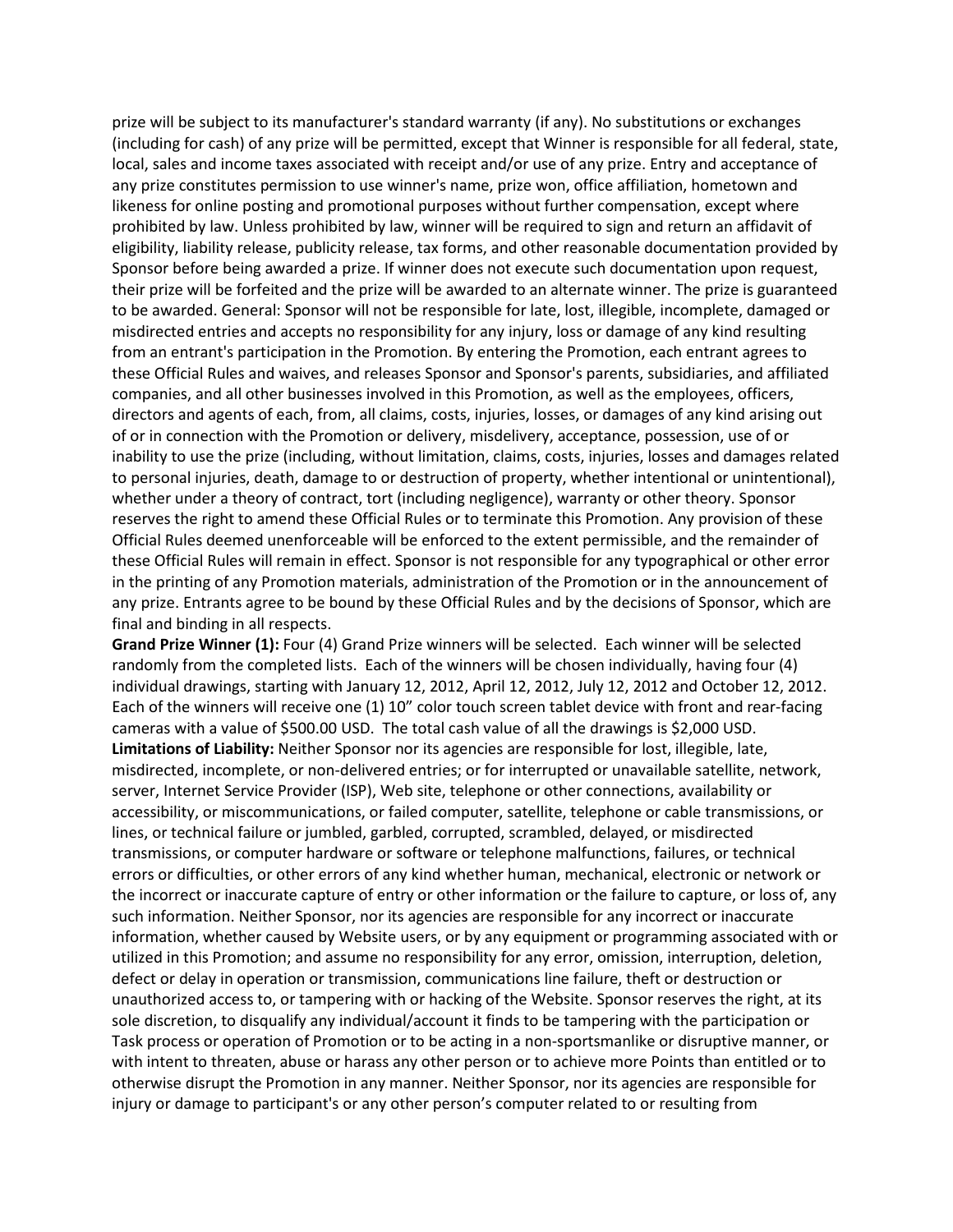prize will be subject to its manufacturer's standard warranty (if any). No substitutions or exchanges (including for cash) of any prize will be permitted, except that Winner is responsible for all federal, state, local, sales and income taxes associated with receipt and/or use of any prize. Entry and acceptance of any prize constitutes permission to use winner's name, prize won, office affiliation, hometown and likeness for online posting and promotional purposes without further compensation, except where prohibited by law. Unless prohibited by law, winner will be required to sign and return an affidavit of eligibility, liability release, publicity release, tax forms, and other reasonable documentation provided by Sponsor before being awarded a prize. If winner does not execute such documentation upon request, their prize will be forfeited and the prize will be awarded to an alternate winner. The prize is guaranteed to be awarded. General: Sponsor will not be responsible for late, lost, illegible, incomplete, damaged or misdirected entries and accepts no responsibility for any injury, loss or damage of any kind resulting from an entrant's participation in the Promotion. By entering the Promotion, each entrant agrees to these Official Rules and waives, and releases Sponsor and Sponsor's parents, subsidiaries, and affiliated companies, and all other businesses involved in this Promotion, as well as the employees, officers, directors and agents of each, from, all claims, costs, injuries, losses, or damages of any kind arising out of or in connection with the Promotion or delivery, misdelivery, acceptance, possession, use of or inability to use the prize (including, without limitation, claims, costs, injuries, losses and damages related to personal injuries, death, damage to or destruction of property, whether intentional or unintentional), whether under a theory of contract, tort (including negligence), warranty or other theory. Sponsor reserves the right to amend these Official Rules or to terminate this Promotion. Any provision of these Official Rules deemed unenforceable will be enforced to the extent permissible, and the remainder of these Official Rules will remain in effect. Sponsor is not responsible for any typographical or other error in the printing of any Promotion materials, administration of the Promotion or in the announcement of any prize. Entrants agree to be bound by these Official Rules and by the decisions of Sponsor, which are final and binding in all respects.

**Grand Prize Winner (1):** Four (4) Grand Prize winners will be selected. Each winner will be selected randomly from the completed lists. Each of the winners will be chosen individually, having four (4) individual drawings, starting with January 12, 2012, April 12, 2012, July 12, 2012 and October 12, 2012. Each of the winners will receive one (1) 10" color touch screen tablet device with front and rear-facing cameras with a value of $500.00 USD. The total cash value of all the drawings is $2,000 USD.

**Limitations of Liability:** Neither Sponsor nor its agencies are responsible for lost, illegible, late, misdirected, incomplete, or non-delivered entries; or for interrupted or unavailable satellite, network, server, Internet Service Provider (ISP), Web site, telephone or other connections, availability or accessibility, or miscommunications, or failed computer, satellite, telephone or cable transmissions, or lines, or technical failure or jumbled, garbled, corrupted, scrambled, delayed, or misdirected transmissions, or computer hardware or software or telephone malfunctions, failures, or technical errors or difficulties, or other errors of any kind whether human, mechanical, electronic or network or the incorrect or inaccurate capture of entry or other information or the failure to capture, or loss of, any such information. Neither Sponsor, nor its agencies are responsible for any incorrect or inaccurate information, whether caused by Website users, or by any equipment or programming associated with or utilized in this Promotion; and assume no responsibility for any error, omission, interruption, deletion, defect or delay in operation or transmission, communications line failure, theft or destruction or unauthorized access to, or tampering with or hacking of the Website. Sponsor reserves the right, at its sole discretion, to disqualify any individual/account it finds to be tampering with the participation or Task process or operation of Promotion or to be acting in a non-sportsmanlike or disruptive manner, or with intent to threaten, abuse or harass any other person or to achieve more Points than entitled or to otherwise disrupt the Promotion in any manner. Neither Sponsor, nor its agencies are responsible for injury or damage to participant's or any other person's computer related to or resulting from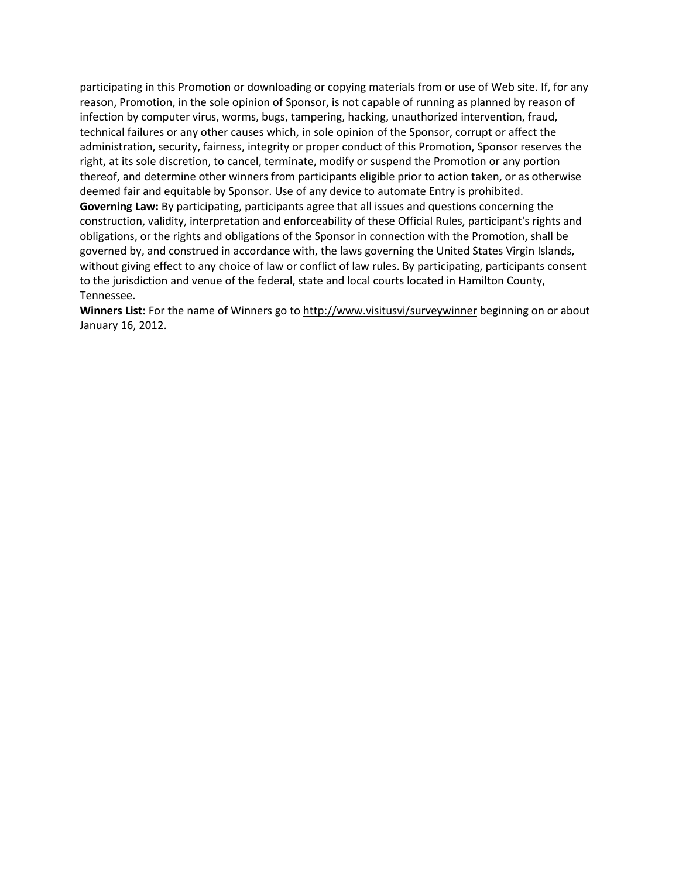participating in this Promotion or downloading or copying materials from or use of Web site. If, for any reason, Promotion, in the sole opinion of Sponsor, is not capable of running as planned by reason of infection by computer virus, worms, bugs, tampering, hacking, unauthorized intervention, fraud, technical failures or any other causes which, in sole opinion of the Sponsor, corrupt or affect the administration, security, fairness, integrity or proper conduct of this Promotion, Sponsor reserves the right, at its sole discretion, to cancel, terminate, modify or suspend the Promotion or any portion thereof, and determine other winners from participants eligible prior to action taken, or as otherwise deemed fair and equitable by Sponsor. Use of any device to automate Entry is prohibited.

**Governing Law:** By participating, participants agree that all issues and questions concerning the construction, validity, interpretation and enforceability of these Official Rules, participant's rights and obligations, or the rights and obligations of the Sponsor in connection with the Promotion, shall be governed by, and construed in accordance with, the laws governing the United States Virgin Islands, without giving effect to any choice of law or conflict of law rules. By participating, participants consent to the jurisdiction and venue of the federal, state and local courts located in Hamilton County, Tennessee.

**Winners List:** For the name of Winners go to http://www.visitusvi/surveywinner beginning on or about January 16, 2012.